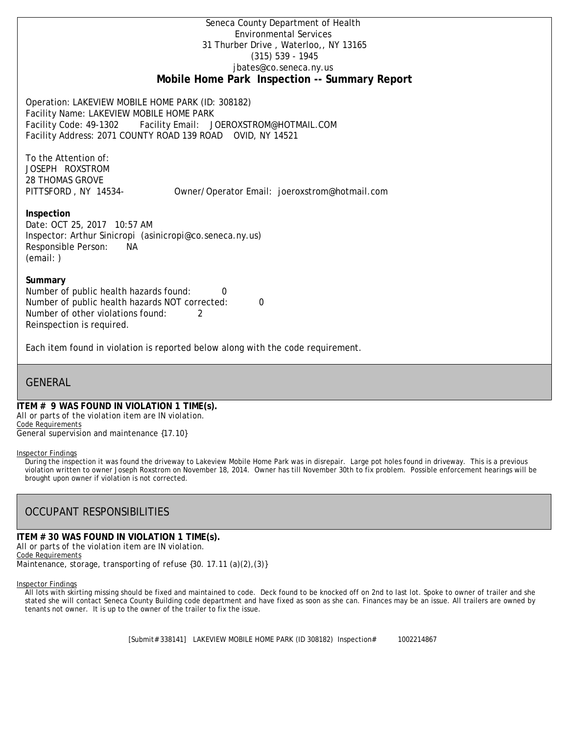Seneca County Department of Health
Environmental Services
31 Thurber Drive , Waterloo,, NY 13165
(315) 539 - 1945
jbates@co.seneca.ny.us

# Mobile Home Park Inspection -- Summary Report

Operation: LAKEVIEW MOBILE HOME PARK (ID: 308182)
Facility Name: LAKEVIEW MOBILE HOME PARK
Facility Code: 49-1302 Facility Email: JOEROXSTROM@HOTMAIL.COM
Facility Address: 2071 COUNTY ROAD 139 ROAD OVID, NY 14521

To the Attention of:
JOSEPH ROXSTROM
28 THOMAS GROVE
PITTSFORD , NY 14534- Owner/Operator Email: joeroxstrom@hotmail.com

**Inspection**
Date: OCT 25, 2017 10:57 AM
Inspector: Arthur Sinicropi (asinicropi@co.seneca.ny.us)
Responsible Person: NA
(email: )

**Summary**
Number of public health hazards found: 0
Number of public health hazards NOT corrected: 0
Number of other violations found: 2
Reinspection is required.

Each item found in violation is reported below along with the code requirement.

## GENERAL

**ITEM # 9 WAS FOUND IN VIOLATION 1 TIME(s).**
All or parts of the violation item are IN violation.
Code Requirements
General supervision and maintenance {17.10}

Inspector Findings
During the inspection it was found the driveway to Lakeview Mobile Home Park was in disrepair. Large pot holes found in driveway. This is a previous violation written to owner Joseph Roxstrom on November 18, 2014. Owner has till November 30th to fix problem. Possible enforcement hearings will be brought upon owner if violation is not corrected.

## OCCUPANT RESPONSIBILITIES

**ITEM # 30 WAS FOUND IN VIOLATION 1 TIME(s).**
All or parts of the violation item are IN violation.
Code Requirements
Maintenance, storage, transporting of refuse {30. 17.11 (a)(2),(3)}

Inspector Findings
All lots with skirting missing should be fixed and maintained to code. Deck found to be knocked off on 2nd to last lot. Spoke to owner of trailer and she stated she will contact Seneca County Building code department and have fixed as soon as she can. Finances may be an issue. All trailers are owned by tenants not owner. It is up to the owner of the trailer to fix the issue.

[Submit#338141] LAKEVIEW MOBILE HOME PARK (ID 308182) Inspection# 1002214867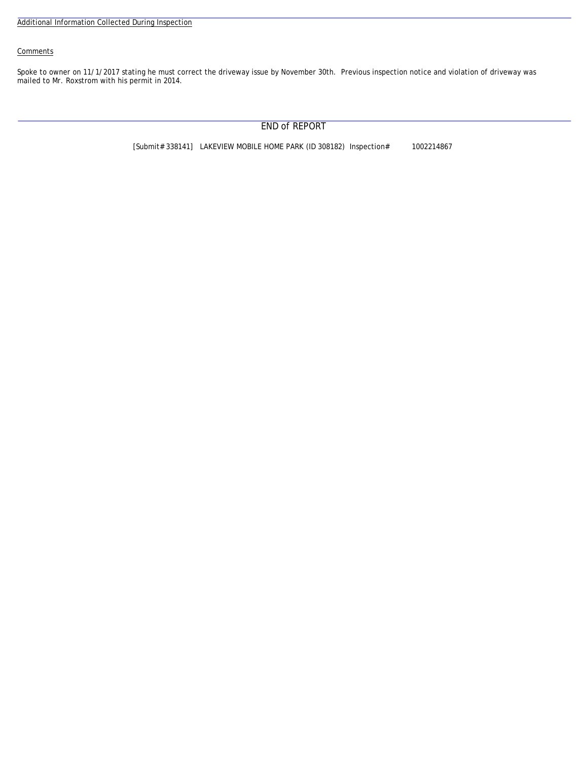Additional Information Collected During Inspection

Comments

Spoke to owner on 11/1/2017 stating he must correct the driveway issue by November 30th. Previous inspection notice and violation of driveway was mailed to Mr. Roxstrom with his permit in 2014.

END of REPORT

[Submit#338141] LAKEVIEW MOBILE HOME PARK (ID 308182) Inspection# 1002214867